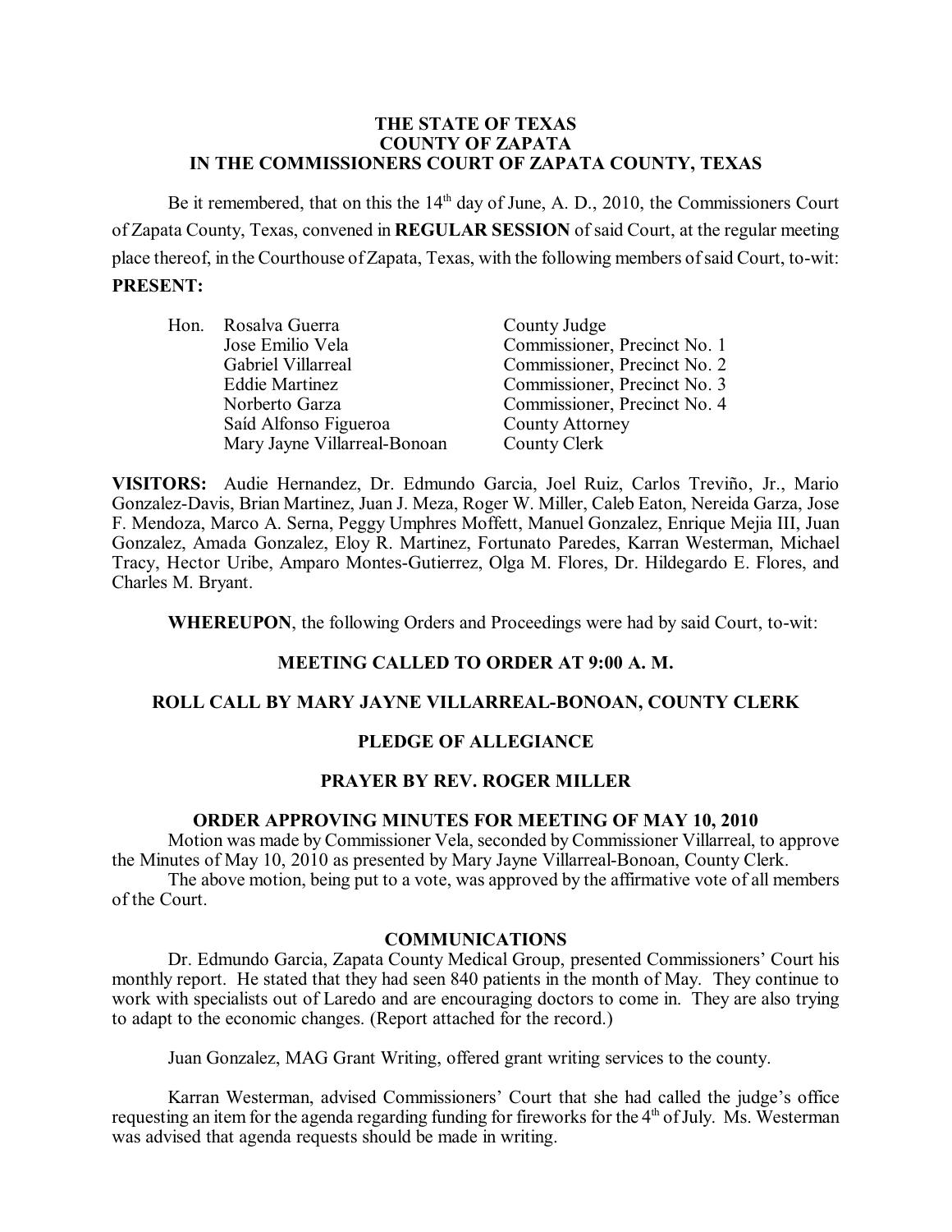**THE STATE OF TEXAS**
**COUNTY OF ZAPATA**
**IN THE COMMISSIONERS COURT OF ZAPATA COUNTY, TEXAS**

Be it remembered, that on this the 14th day of June, A. D., 2010, the Commissioners Court of Zapata County, Texas, convened in **REGULAR SESSION** of said Court, at the regular meeting place thereof, in the Courthouse of Zapata, Texas, with the following members of said Court, to-wit:

**PRESENT:**

| | | |
|---|---|---|
| Hon. | Rosalva Guerra | County Judge |
| | Jose Emilio Vela | Commissioner, Precinct No. 1 |
| | Gabriel Villarreal | Commissioner, Precinct No. 2 |
| | Eddie Martinez | Commissioner, Precinct No. 3 |
| | Norberto Garza | Commissioner, Precinct No. 4 |
| | Saíd Alfonso Figueroa | County Attorney |
| | Mary Jayne Villarreal-Bonoan | County Clerk |

**VISITORS:** Audie Hernandez, Dr. Edmundo Garcia, Joel Ruiz, Carlos Treviño, Jr., Mario Gonzalez-Davis, Brian Martinez, Juan J. Meza, Roger W. Miller, Caleb Eaton, Nereida Garza, Jose F. Mendoza, Marco A. Serna, Peggy Umphres Moffett, Manuel Gonzalez, Enrique Mejia III, Juan Gonzalez, Amada Gonzalez, Eloy R. Martinez, Fortunato Paredes, Karran Westerman, Michael Tracy, Hector Uribe, Amparo Montes-Gutierrez, Olga M. Flores, Dr. Hildegardo E. Flores, and Charles M. Bryant.

**WHEREUPON**, the following Orders and Proceedings were had by said Court, to-wit:

**MEETING CALLED TO ORDER AT 9:00 A. M.**

**ROLL CALL BY MARY JAYNE VILLARREAL-BONOAN, COUNTY CLERK**

**PLEDGE OF ALLEGIANCE**

**PRAYER BY REV. ROGER MILLER**

**ORDER APPROVING MINUTES FOR MEETING OF MAY 10, 2010**

Motion was made by Commissioner Vela, seconded by Commissioner Villarreal, to approve the Minutes of May 10, 2010 as presented by Mary Jayne Villarreal-Bonoan, County Clerk.

The above motion, being put to a vote, was approved by the affirmative vote of all members of the Court.

**COMMUNICATIONS**

Dr. Edmundo Garcia, Zapata County Medical Group, presented Commissioners' Court his monthly report. He stated that they had seen 840 patients in the month of May. They continue to work with specialists out of Laredo and are encouraging doctors to come in. They are also trying to adapt to the economic changes. (Report attached for the record.)

Juan Gonzalez, MAG Grant Writing, offered grant writing services to the county.

Karran Westerman, advised Commissioners' Court that she had called the judge's office requesting an item for the agenda regarding funding for fireworks for the 4th of July. Ms. Westerman was advised that agenda requests should be made in writing.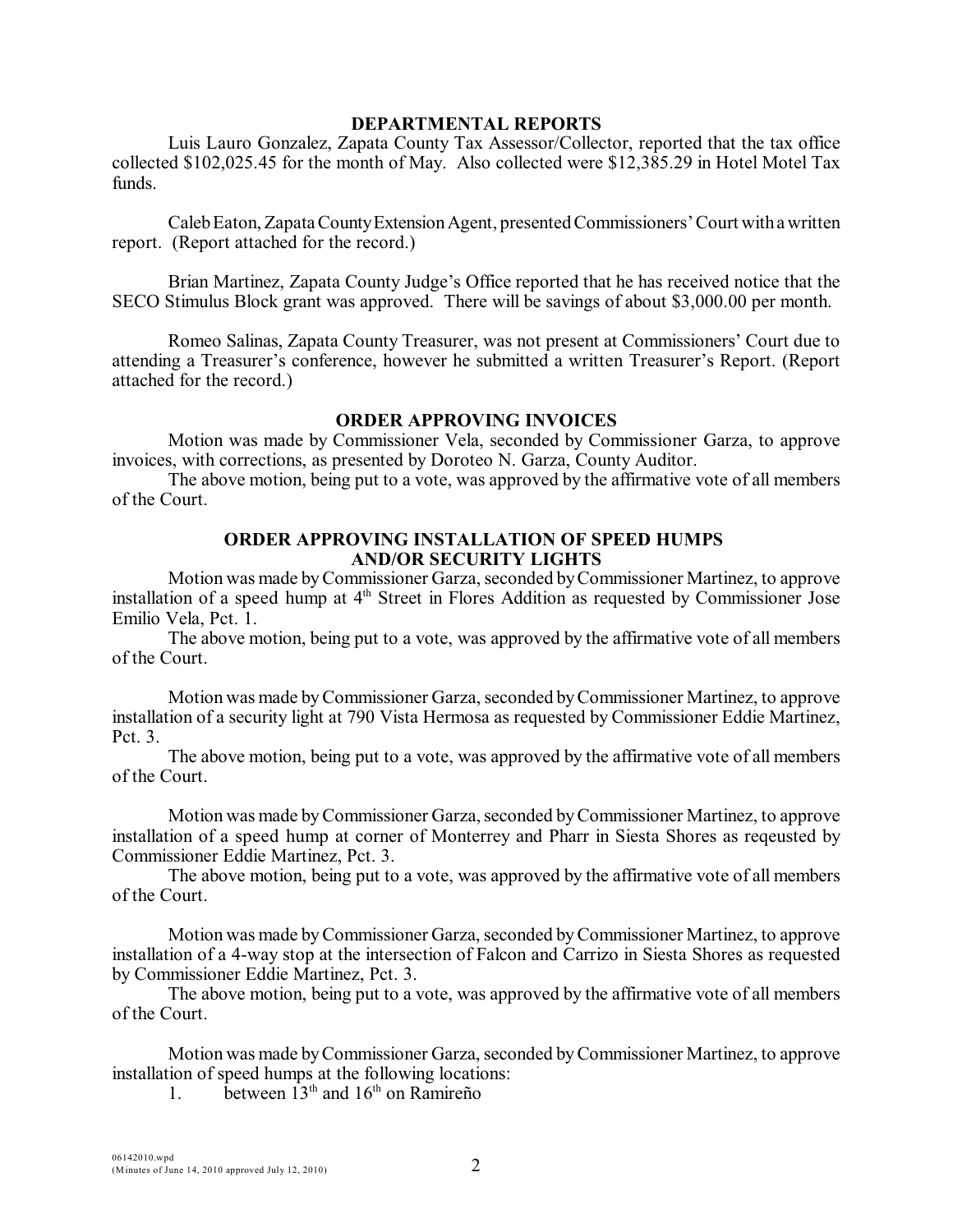## DEPARTMENTAL REPORTS

Luis Lauro Gonzalez, Zapata County Tax Assessor/Collector, reported that the tax office collected $102,025.45 for the month of May. Also collected were $12,385.29 in Hotel Motel Tax funds.

Caleb Eaton, Zapata County Extension Agent, presented Commissioners' Court with a written report. (Report attached for the record.)

Brian Martinez, Zapata County Judge's Office reported that he has received notice that the SECO Stimulus Block grant was approved. There will be savings of about $3,000.00 per month.

Romeo Salinas, Zapata County Treasurer, was not present at Commissioners' Court due to attending a Treasurer's conference, however he submitted a written Treasurer's Report. (Report attached for the record.)

## ORDER APPROVING INVOICES

Motion was made by Commissioner Vela, seconded by Commissioner Garza, to approve invoices, with corrections, as presented by Doroteo N. Garza, County Auditor.

The above motion, being put to a vote, was approved by the affirmative vote of all members of the Court.

## ORDER APPROVING INSTALLATION OF SPEED HUMPS AND/OR SECURITY LIGHTS

Motion was made by Commissioner Garza, seconded by Commissioner Martinez, to approve installation of a speed hump at 4th Street in Flores Addition as requested by Commissioner Jose Emilio Vela, Pct. 1.

The above motion, being put to a vote, was approved by the affirmative vote of all members of the Court.

Motion was made by Commissioner Garza, seconded by Commissioner Martinez, to approve installation of a security light at 790 Vista Hermosa as requested by Commissioner Eddie Martinez, Pct. 3.

The above motion, being put to a vote, was approved by the affirmative vote of all members of the Court.

Motion was made by Commissioner Garza, seconded by Commissioner Martinez, to approve installation of a speed hump at corner of Monterrey and Pharr in Siesta Shores as reqeusted by Commissioner Eddie Martinez, Pct. 3.

The above motion, being put to a vote, was approved by the affirmative vote of all members of the Court.

Motion was made by Commissioner Garza, seconded by Commissioner Martinez, to approve installation of a 4-way stop at the intersection of Falcon and Carrizo in Siesta Shores as requested by Commissioner Eddie Martinez, Pct. 3.

The above motion, being put to a vote, was approved by the affirmative vote of all members of the Court.

Motion was made by Commissioner Garza, seconded by Commissioner Martinez, to approve installation of speed humps at the following locations:

1. between 13th and 16th on Ramireño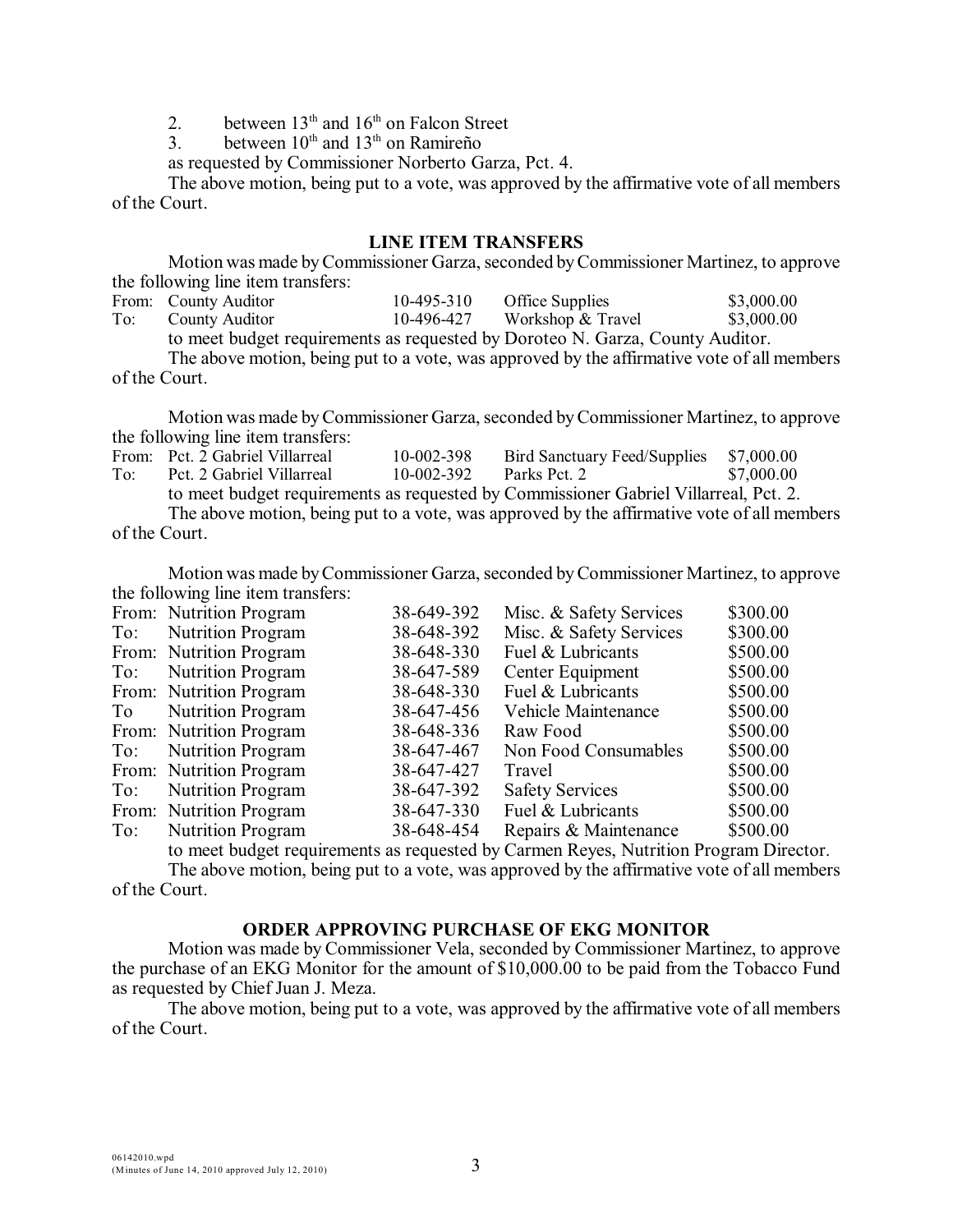2. between 13th and 16th on Falcon Street
3. between 10th and 13th on Ramireño

as requested by Commissioner Norberto Garza, Pct. 4.

The above motion, being put to a vote, was approved by the affirmative vote of all members of the Court.

## LINE ITEM TRANSFERS

Motion was made by Commissioner Garza, seconded by Commissioner Martinez, to approve the following line item transfers:

| | | | | |
|---|---|---|---|---|
| From: | County Auditor | 10-495-310 | Office Supplies | \$3,000.00 |
| To: | County Auditor | 10-496-427 | Workshop & Travel | \$3,000.00 |

to meet budget requirements as requested by Doroteo N. Garza, County Auditor.

The above motion, being put to a vote, was approved by the affirmative vote of all members of the Court.

Motion was made by Commissioner Garza, seconded by Commissioner Martinez, to approve the following line item transfers:

| | | | | |
|---|---|---|---|---|
| From: | Pct. 2 Gabriel Villarreal | 10-002-398 | Bird Sanctuary Feed/Supplies | \$7,000.00 |
| To: | Pct. 2 Gabriel Villarreal | 10-002-392 | Parks Pct. 2 | \$7,000.00 |

to meet budget requirements as requested by Commissioner Gabriel Villarreal, Pct. 2.

The above motion, being put to a vote, was approved by the affirmative vote of all members of the Court.

Motion was made by Commissioner Garza, seconded by Commissioner Martinez, to approve the following line item transfers:

| | | | | |
|---|---|---|---|---|
| From: | Nutrition Program | 38-649-392 | Misc. & Safety Services | \$300.00 |
| To: | Nutrition Program | 38-648-392 | Misc. & Safety Services | \$300.00 |
| From: | Nutrition Program | 38-648-330 | Fuel & Lubricants | \$500.00 |
| To: | Nutrition Program | 38-647-589 | Center Equipment | \$500.00 |
| From: | Nutrition Program | 38-648-330 | Fuel & Lubricants | \$500.00 |
| To | Nutrition Program | 38-647-456 | Vehicle Maintenance | \$500.00 |
| From: | Nutrition Program | 38-648-336 | Raw Food | \$500.00 |
| To: | Nutrition Program | 38-647-467 | Non Food Consumables | \$500.00 |
| From: | Nutrition Program | 38-647-427 | Travel | \$500.00 |
| To: | Nutrition Program | 38-647-392 | Safety Services | \$500.00 |
| From: | Nutrition Program | 38-647-330 | Fuel & Lubricants | \$500.00 |
| To: | Nutrition Program | 38-648-454 | Repairs & Maintenance | \$500.00 |

to meet budget requirements as requested by Carmen Reyes, Nutrition Program Director.

The above motion, being put to a vote, was approved by the affirmative vote of all members of the Court.

## ORDER APPROVING PURCHASE OF EKG MONITOR

Motion was made by Commissioner Vela, seconded by Commissioner Martinez, to approve the purchase of an EKG Monitor for the amount of \$10,000.00 to be paid from the Tobacco Fund as requested by Chief Juan J. Meza.

The above motion, being put to a vote, was approved by the affirmative vote of all members of the Court.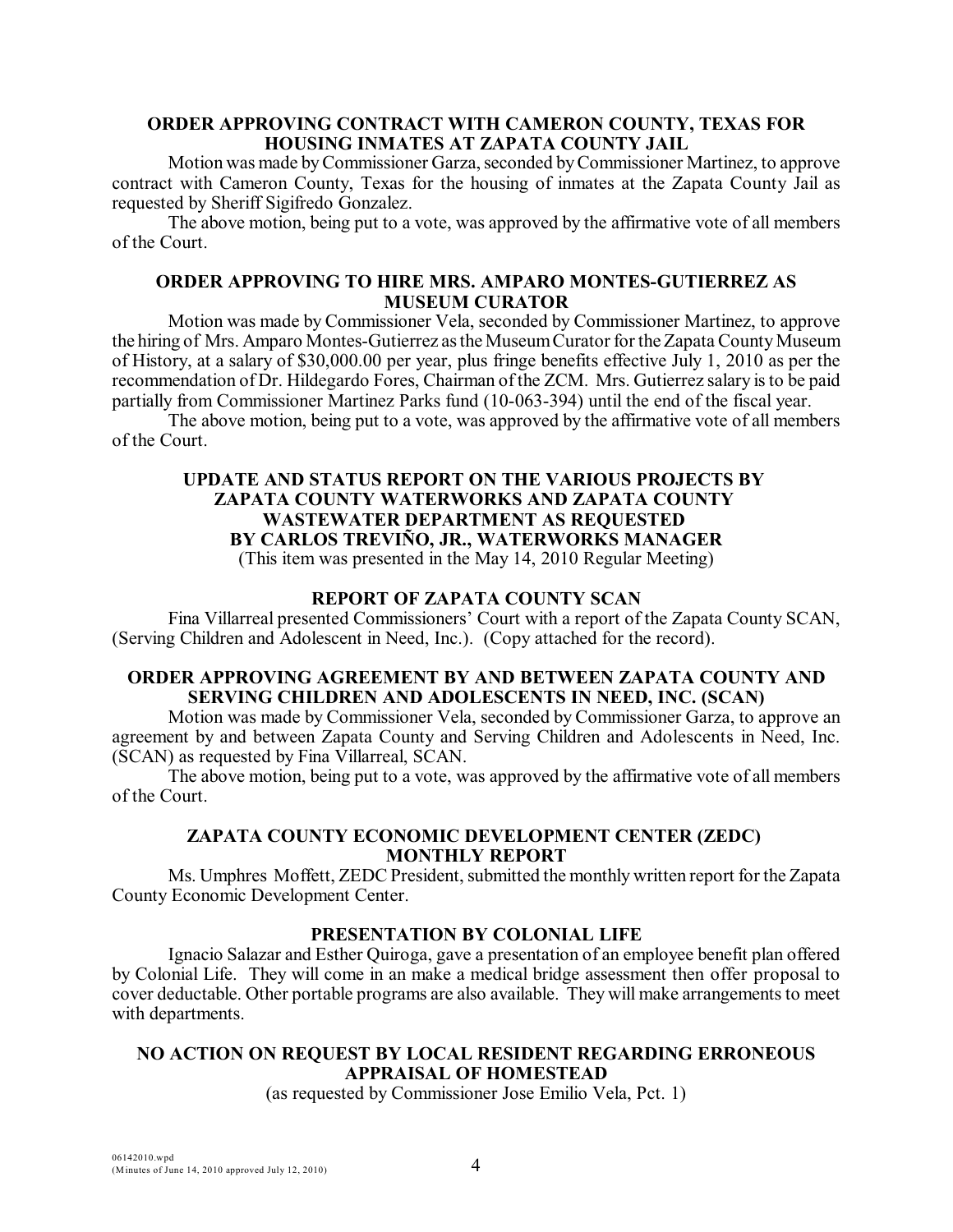**ORDER APPROVING CONTRACT WITH CAMERON COUNTY, TEXAS FOR HOUSING INMATES AT ZAPATA COUNTY JAIL**

Motion was made by Commissioner Garza, seconded by Commissioner Martinez, to approve contract with Cameron County, Texas for the housing of inmates at the Zapata County Jail as requested by Sheriff Sigifredo Gonzalez.

The above motion, being put to a vote, was approved by the affirmative vote of all members of the Court.

**ORDER APPROVING TO HIRE MRS. AMPARO MONTES-GUTIERREZ AS MUSEUM CURATOR**

Motion was made by Commissioner Vela, seconded by Commissioner Martinez, to approve the hiring of Mrs. Amparo Montes-Gutierrez as the Museum Curator for the Zapata County Museum of History, at a salary of $30,000.00 per year, plus fringe benefits effective July 1, 2010 as per the recommendation of Dr. Hildegardo Fores, Chairman of the ZCM. Mrs. Gutierrez salary is to be paid partially from Commissioner Martinez Parks fund (10-063-394) until the end of the fiscal year.

The above motion, being put to a vote, was approved by the affirmative vote of all members of the Court.

**UPDATE AND STATUS REPORT ON THE VARIOUS PROJECTS BY ZAPATA COUNTY WATERWORKS AND ZAPATA COUNTY WASTEWATER DEPARTMENT AS REQUESTED BY CARLOS TREVIÑO, JR., WATERWORKS MANAGER**

(This item was presented in the May 14, 2010 Regular Meeting)

**REPORT OF ZAPATA COUNTY SCAN**

Fina Villarreal presented Commissioners' Court with a report of the Zapata County SCAN, (Serving Children and Adolescent in Need, Inc.). (Copy attached for the record).

**ORDER APPROVING AGREEMENT BY AND BETWEEN ZAPATA COUNTY AND SERVING CHILDREN AND ADOLESCENTS IN NEED, INC. (SCAN)**

Motion was made by Commissioner Vela, seconded by Commissioner Garza, to approve an agreement by and between Zapata County and Serving Children and Adolescents in Need, Inc. (SCAN) as requested by Fina Villarreal, SCAN.

The above motion, being put to a vote, was approved by the affirmative vote of all members of the Court.

**ZAPATA COUNTY ECONOMIC DEVELOPMENT CENTER (ZEDC) MONTHLY REPORT**

Ms. Umphres Moffett, ZEDC President, submitted the monthly written report for the Zapata County Economic Development Center.

**PRESENTATION BY COLONIAL LIFE**

Ignacio Salazar and Esther Quiroga, gave a presentation of an employee benefit plan offered by Colonial Life. They will come in an make a medical bridge assessment then offer proposal to cover deductable. Other portable programs are also available. They will make arrangements to meet with departments.

**NO ACTION ON REQUEST BY LOCAL RESIDENT REGARDING ERRONEOUS APPRAISAL OF HOMESTEAD**

(as requested by Commissioner Jose Emilio Vela, Pct. 1)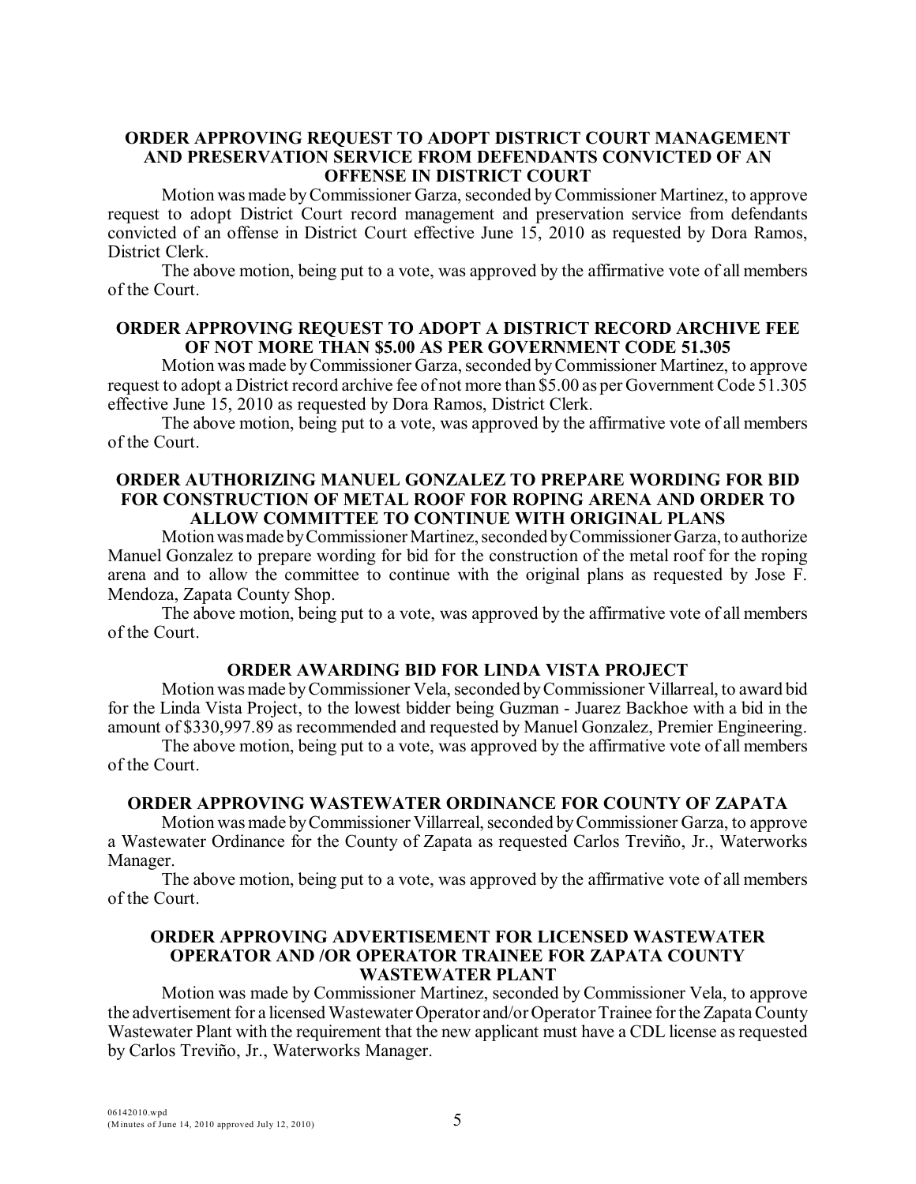**ORDER APPROVING REQUEST TO ADOPT DISTRICT COURT MANAGEMENT AND PRESERVATION SERVICE FROM DEFENDANTS CONVICTED OF AN OFFENSE IN DISTRICT COURT**

Motion was made by Commissioner Garza, seconded by Commissioner Martinez, to approve request to adopt District Court record management and preservation service from defendants convicted of an offense in District Court effective June 15, 2010 as requested by Dora Ramos, District Clerk.

The above motion, being put to a vote, was approved by the affirmative vote of all members of the Court.

**ORDER APPROVING REQUEST TO ADOPT A DISTRICT RECORD ARCHIVE FEE OF NOT MORE THAN $5.00 AS PER GOVERNMENT CODE 51.305**

Motion was made by Commissioner Garza, seconded by Commissioner Martinez, to approve request to adopt a District record archive fee of not more than $5.00 as per Government Code 51.305 effective June 15, 2010 as requested by Dora Ramos, District Clerk.

The above motion, being put to a vote, was approved by the affirmative vote of all members of the Court.

**ORDER AUTHORIZING MANUEL GONZALEZ TO PREPARE WORDING FOR BID FOR CONSTRUCTION OF METAL ROOF FOR ROPING ARENA AND ORDER TO ALLOW COMMITTEE TO CONTINUE WITH ORIGINAL PLANS**

Motion was made by Commissioner Martinez, seconded by Commissioner Garza, to authorize Manuel Gonzalez to prepare wording for bid for the construction of the metal roof for the roping arena and to allow the committee to continue with the original plans as requested by Jose F. Mendoza, Zapata County Shop.

The above motion, being put to a vote, was approved by the affirmative vote of all members of the Court.

**ORDER AWARDING BID FOR LINDA VISTA PROJECT**

Motion was made by Commissioner Vela, seconded by Commissioner Villarreal, to award bid for the Linda Vista Project, to the lowest bidder being Guzman - Juarez Backhoe with a bid in the amount of $330,997.89 as recommended and requested by Manuel Gonzalez, Premier Engineering.

The above motion, being put to a vote, was approved by the affirmative vote of all members of the Court.

**ORDER APPROVING WASTEWATER ORDINANCE FOR COUNTY OF ZAPATA**

Motion was made by Commissioner Villarreal, seconded by Commissioner Garza, to approve a Wastewater Ordinance for the County of Zapata as requested Carlos Treviño, Jr., Waterworks Manager.

The above motion, being put to a vote, was approved by the affirmative vote of all members of the Court.

**ORDER APPROVING ADVERTISEMENT FOR LICENSED WASTEWATER OPERATOR AND /OR OPERATOR TRAINEE FOR ZAPATA COUNTY WASTEWATER PLANT**

Motion was made by Commissioner Martinez, seconded by Commissioner Vela, to approve the advertisement for a licensed Wastewater Operator and/or Operator Trainee for the Zapata County Wastewater Plant with the requirement that the new applicant must have a CDL license as requested by Carlos Treviño, Jr., Waterworks Manager.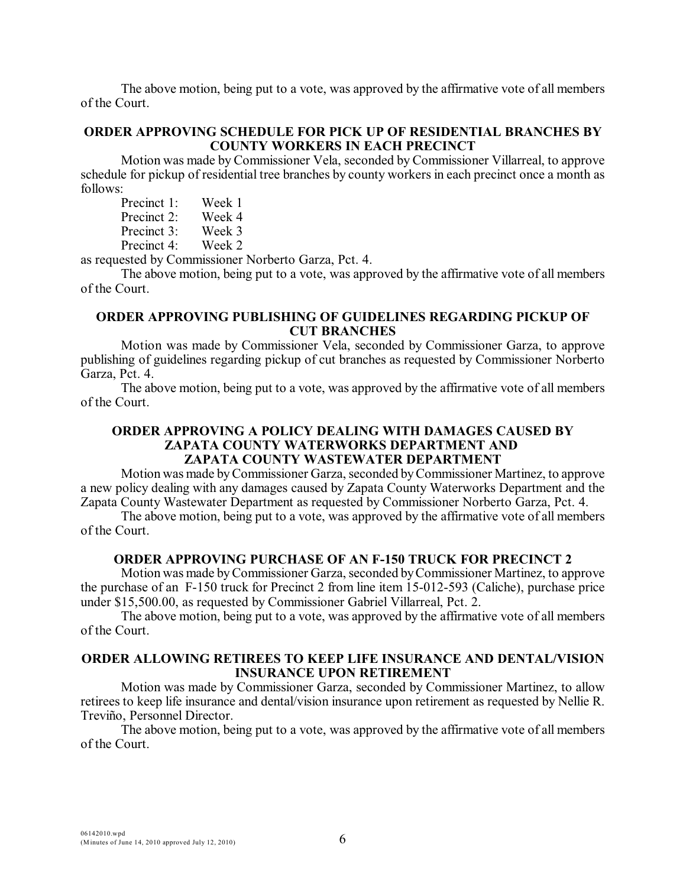The above motion, being put to a vote, was approved by the affirmative vote of all members of the Court.

## ORDER APPROVING SCHEDULE FOR PICK UP OF RESIDENTIAL BRANCHES BY COUNTY WORKERS IN EACH PRECINCT

Motion was made by Commissioner Vela, seconded by Commissioner Villarreal, to approve schedule for pickup of residential tree branches by county workers in each precinct once a month as follows:

Precinct 1: Week 1
Precinct 2: Week 4
Precinct 3: Week 3
Precinct 4: Week 2

as requested by Commissioner Norberto Garza, Pct. 4.

The above motion, being put to a vote, was approved by the affirmative vote of all members of the Court.

## ORDER APPROVING PUBLISHING OF GUIDELINES REGARDING PICKUP OF CUT BRANCHES

Motion was made by Commissioner Vela, seconded by Commissioner Garza, to approve publishing of guidelines regarding pickup of cut branches as requested by Commissioner Norberto Garza, Pct. 4.

The above motion, being put to a vote, was approved by the affirmative vote of all members of the Court.

## ORDER APPROVING A POLICY DEALING WITH DAMAGES CAUSED BY ZAPATA COUNTY WATERWORKS DEPARTMENT AND ZAPATA COUNTY WASTEWATER DEPARTMENT

Motion was made by Commissioner Garza, seconded by Commissioner Martinez, to approve a new policy dealing with any damages caused by Zapata County Waterworks Department and the Zapata County Wastewater Department as requested by Commissioner Norberto Garza, Pct. 4.

The above motion, being put to a vote, was approved by the affirmative vote of all members of the Court.

## ORDER APPROVING PURCHASE OF AN F-150 TRUCK FOR PRECINCT 2

Motion was made by Commissioner Garza, seconded by Commissioner Martinez, to approve the purchase of an F-150 truck for Precinct 2 from line item 15-012-593 (Caliche), purchase price under $15,500.00, as requested by Commissioner Gabriel Villarreal, Pct. 2.

The above motion, being put to a vote, was approved by the affirmative vote of all members of the Court.

## ORDER ALLOWING RETIREES TO KEEP LIFE INSURANCE AND DENTAL/VISION INSURANCE UPON RETIREMENT

Motion was made by Commissioner Garza, seconded by Commissioner Martinez, to allow retirees to keep life insurance and dental/vision insurance upon retirement as requested by Nellie R. Treviño, Personnel Director.

The above motion, being put to a vote, was approved by the affirmative vote of all members of the Court.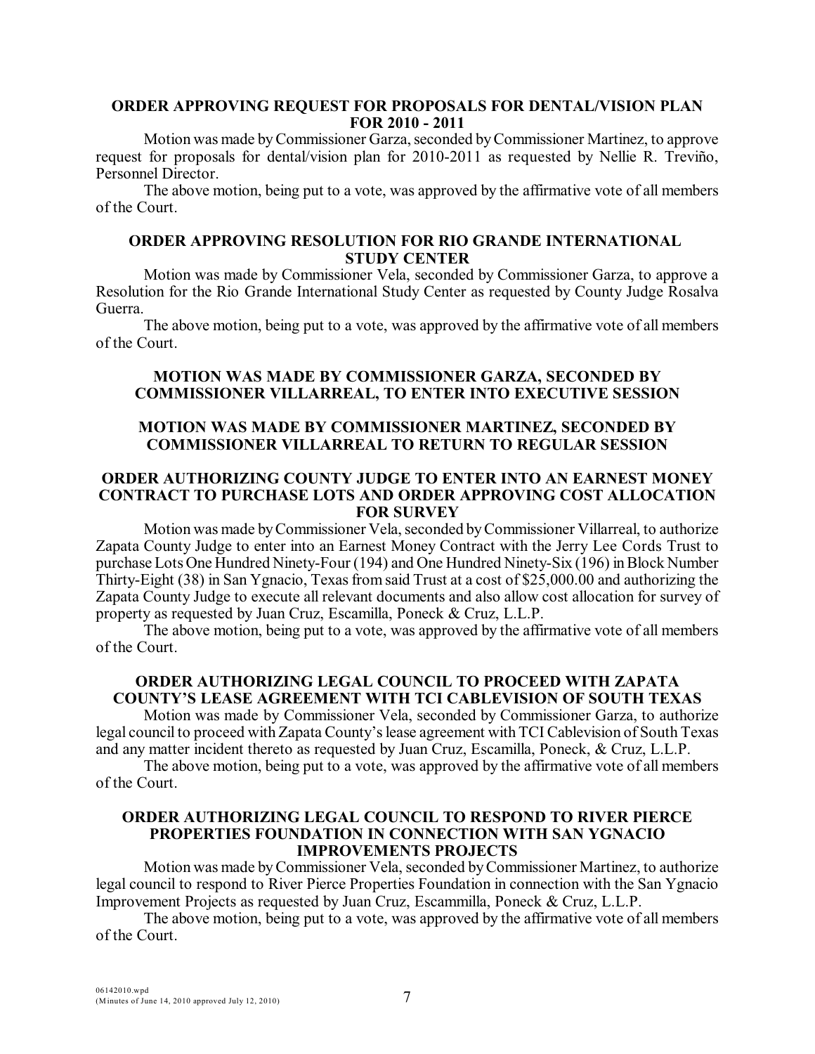**ORDER APPROVING REQUEST FOR PROPOSALS FOR DENTAL/VISION PLAN FOR 2010 - 2011**

Motion was made by Commissioner Garza, seconded by Commissioner Martinez, to approve request for proposals for dental/vision plan for 2010-2011 as requested by Nellie R. Treviño, Personnel Director.

The above motion, being put to a vote, was approved by the affirmative vote of all members of the Court.

**ORDER APPROVING RESOLUTION FOR RIO GRANDE INTERNATIONAL STUDY CENTER**

Motion was made by Commissioner Vela, seconded by Commissioner Garza, to approve a Resolution for the Rio Grande International Study Center as requested by County Judge Rosalva Guerra.

The above motion, being put to a vote, was approved by the affirmative vote of all members of the Court.

**MOTION WAS MADE BY COMMISSIONER GARZA, SECONDED BY COMMISSIONER VILLARREAL, TO ENTER INTO EXECUTIVE SESSION**

**MOTION WAS MADE BY COMMISSIONER MARTINEZ, SECONDED BY COMMISSIONER VILLARREAL TO RETURN TO REGULAR SESSION**

**ORDER AUTHORIZING COUNTY JUDGE TO ENTER INTO AN EARNEST MONEY CONTRACT TO PURCHASE LOTS AND ORDER APPROVING COST ALLOCATION FOR SURVEY**

Motion was made by Commissioner Vela, seconded by Commissioner Villarreal, to authorize Zapata County Judge to enter into an Earnest Money Contract with the Jerry Lee Cords Trust to purchase Lots One Hundred Ninety-Four (194) and One Hundred Ninety-Six (196) in Block Number Thirty-Eight (38) in San Ygnacio, Texas from said Trust at a cost of $25,000.00 and authorizing the Zapata County Judge to execute all relevant documents and also allow cost allocation for survey of property as requested by Juan Cruz, Escamilla, Poneck & Cruz, L.L.P.

The above motion, being put to a vote, was approved by the affirmative vote of all members of the Court.

**ORDER AUTHORIZING LEGAL COUNCIL TO PROCEED WITH ZAPATA COUNTY'S LEASE AGREEMENT WITH TCI CABLEVISION OF SOUTH TEXAS**

Motion was made by Commissioner Vela, seconded by Commissioner Garza, to authorize legal council to proceed with Zapata County's lease agreement with TCI Cablevision of South Texas and any matter incident thereto as requested by Juan Cruz, Escamilla, Poneck, & Cruz, L.L.P.

The above motion, being put to a vote, was approved by the affirmative vote of all members of the Court.

**ORDER AUTHORIZING LEGAL COUNCIL TO RESPOND TO RIVER PIERCE PROPERTIES FOUNDATION IN CONNECTION WITH SAN YGNACIO IMPROVEMENTS PROJECTS**

Motion was made by Commissioner Vela, seconded by Commissioner Martinez, to authorize legal council to respond to River Pierce Properties Foundation in connection with the San Ygnacio Improvement Projects as requested by Juan Cruz, Escammilla, Poneck & Cruz, L.L.P.

The above motion, being put to a vote, was approved by the affirmative vote of all members of the Court.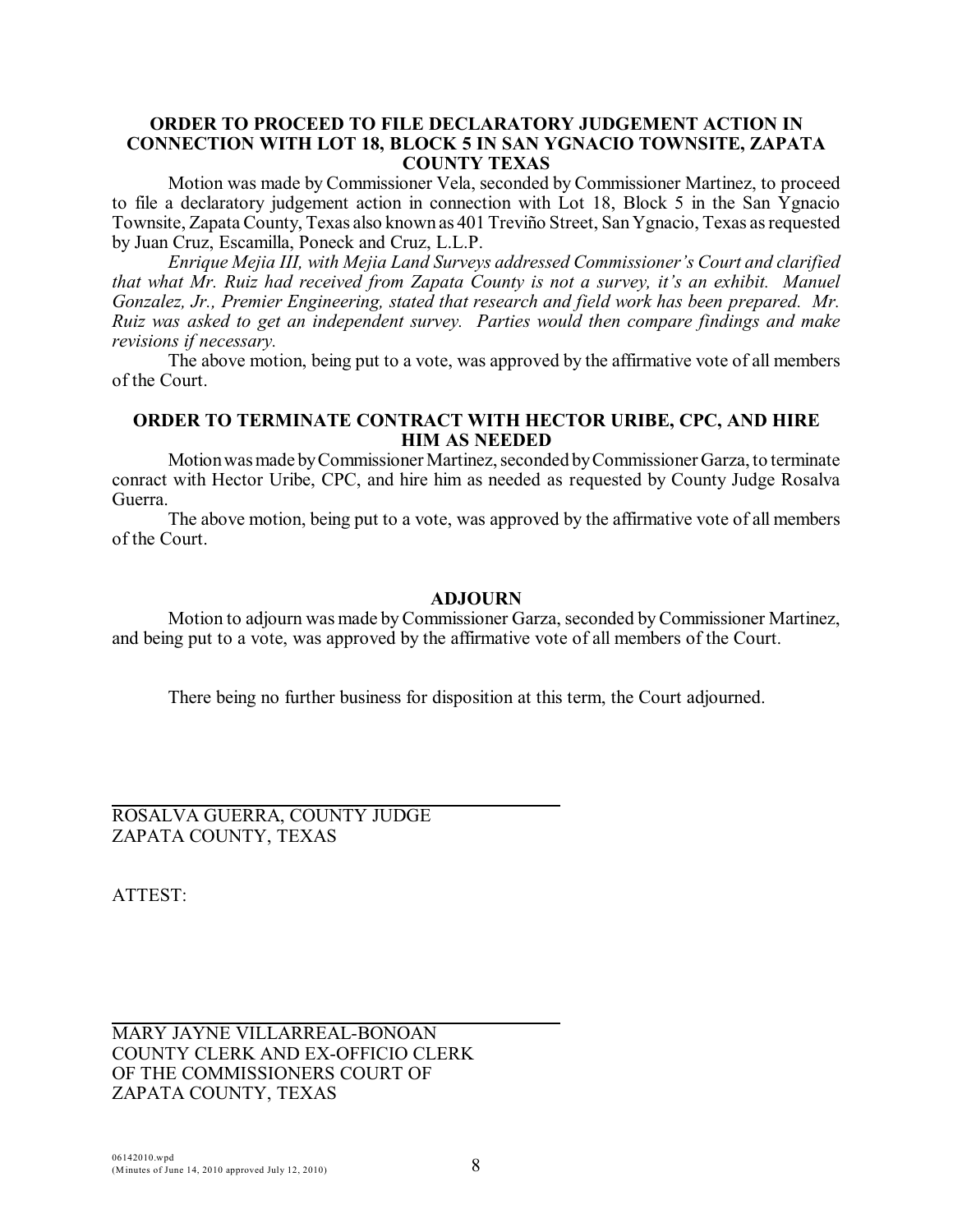**ORDER TO PROCEED TO FILE DECLARATORY JUDGEMENT ACTION IN CONNECTION WITH LOT 18, BLOCK 5 IN SAN YGNACIO TOWNSITE, ZAPATA COUNTY TEXAS**

Motion was made by Commissioner Vela, seconded by Commissioner Martinez, to proceed to file a declaratory judgement action in connection with Lot 18, Block 5 in the San Ygnacio Townsite, Zapata County, Texas also known as 401 Treviño Street, San Ygnacio, Texas as requested by Juan Cruz, Escamilla, Poneck and Cruz, L.L.P.

*Enrique Mejia III, with Mejia Land Surveys addressed Commissioner's Court and clarified that what Mr. Ruiz had received from Zapata County is not a survey, it's an exhibit. Manuel Gonzalez, Jr., Premier Engineering, stated that research and field work has been prepared. Mr. Ruiz was asked to get an independent survey. Parties would then compare findings and make revisions if necessary.*

The above motion, being put to a vote, was approved by the affirmative vote of all members of the Court.

**ORDER TO TERMINATE CONTRACT WITH HECTOR URIBE, CPC, AND HIRE HIM AS NEEDED**

Motion was made by Commissioner Martinez, seconded by Commissioner Garza, to terminate conract with Hector Uribe, CPC, and hire him as needed as requested by County Judge Rosalva Guerra.

The above motion, being put to a vote, was approved by the affirmative vote of all members of the Court.

**ADJOURN**

Motion to adjourn was made by Commissioner Garza, seconded by Commissioner Martinez, and being put to a vote, was approved by the affirmative vote of all members of the Court.

There being no further business for disposition at this term, the Court adjourned.

ROSALVA GUERRA, COUNTY JUDGE
ZAPATA COUNTY, TEXAS

ATTEST:

MARY JAYNE VILLARREAL-BONOAN
COUNTY CLERK AND EX-OFFICIO CLERK
OF THE COMMISSIONERS COURT OF
ZAPATA COUNTY, TEXAS

06142010.wpd
(Minutes of June 14, 2010 approved July 12, 2010)